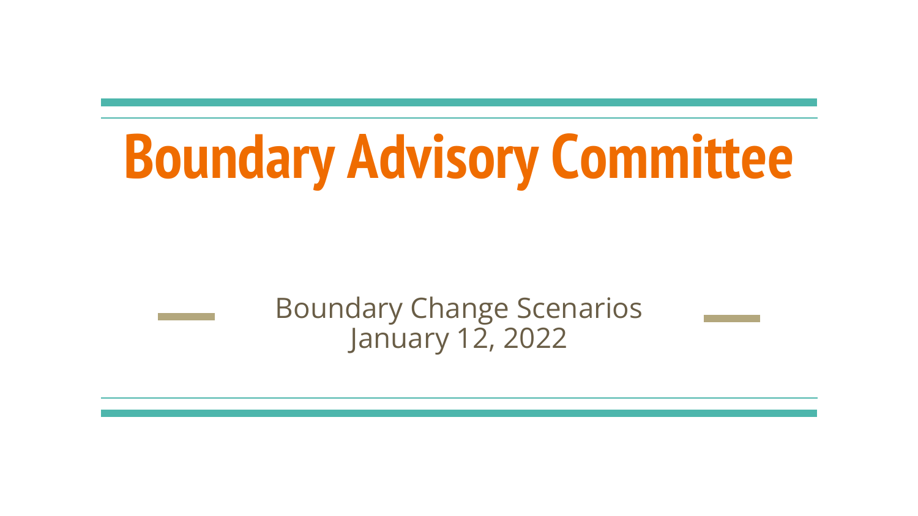# Boundary Advisory Committee

Boundary Change Scenarios
January 12, 2022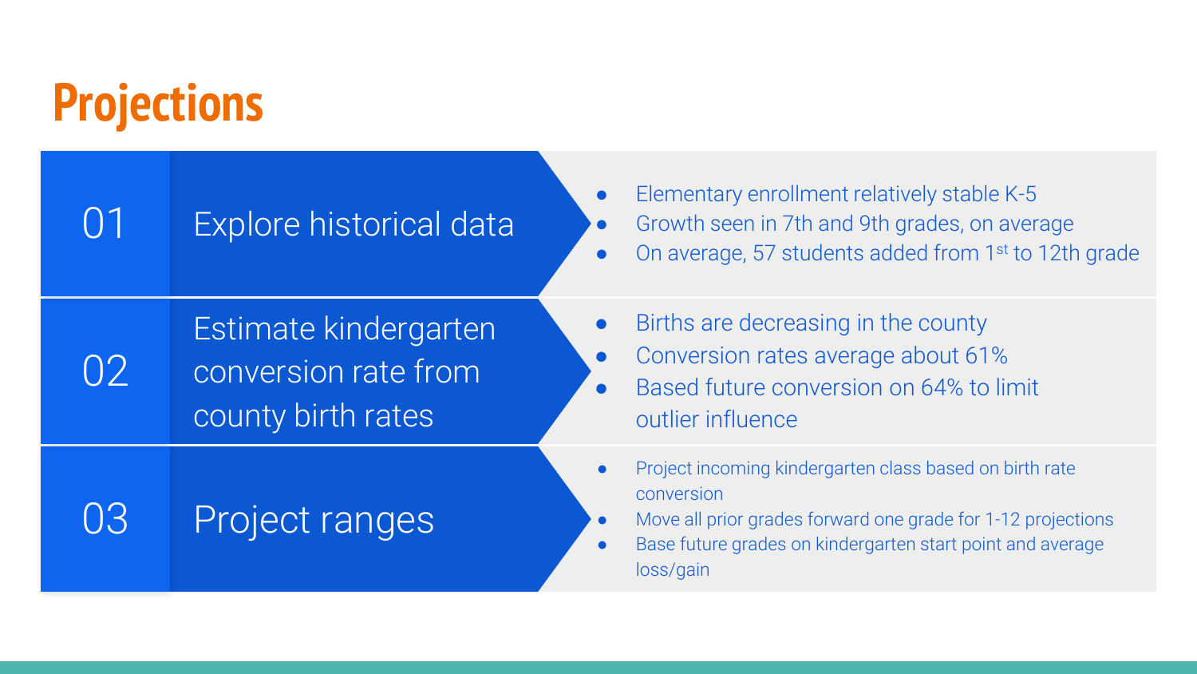# Projections

## 01 Explore historical data

- Elementary enrollment relatively stable K-5
- Growth seen in 7th and 9th grades, on average
- On average, 57 students added from 1st to 12th grade

## 02 Estimate kindergarten conversion rate from county birth rates

- Births are decreasing in the county
- Conversion rates average about 61%
- Based future conversion on 64% to limit outlier influence

## 03 Project ranges

- Project incoming kindergarten class based on birth rate conversion
- Move all prior grades forward one grade for 1-12 projections
- Base future grades on kindergarten start point and average loss/gain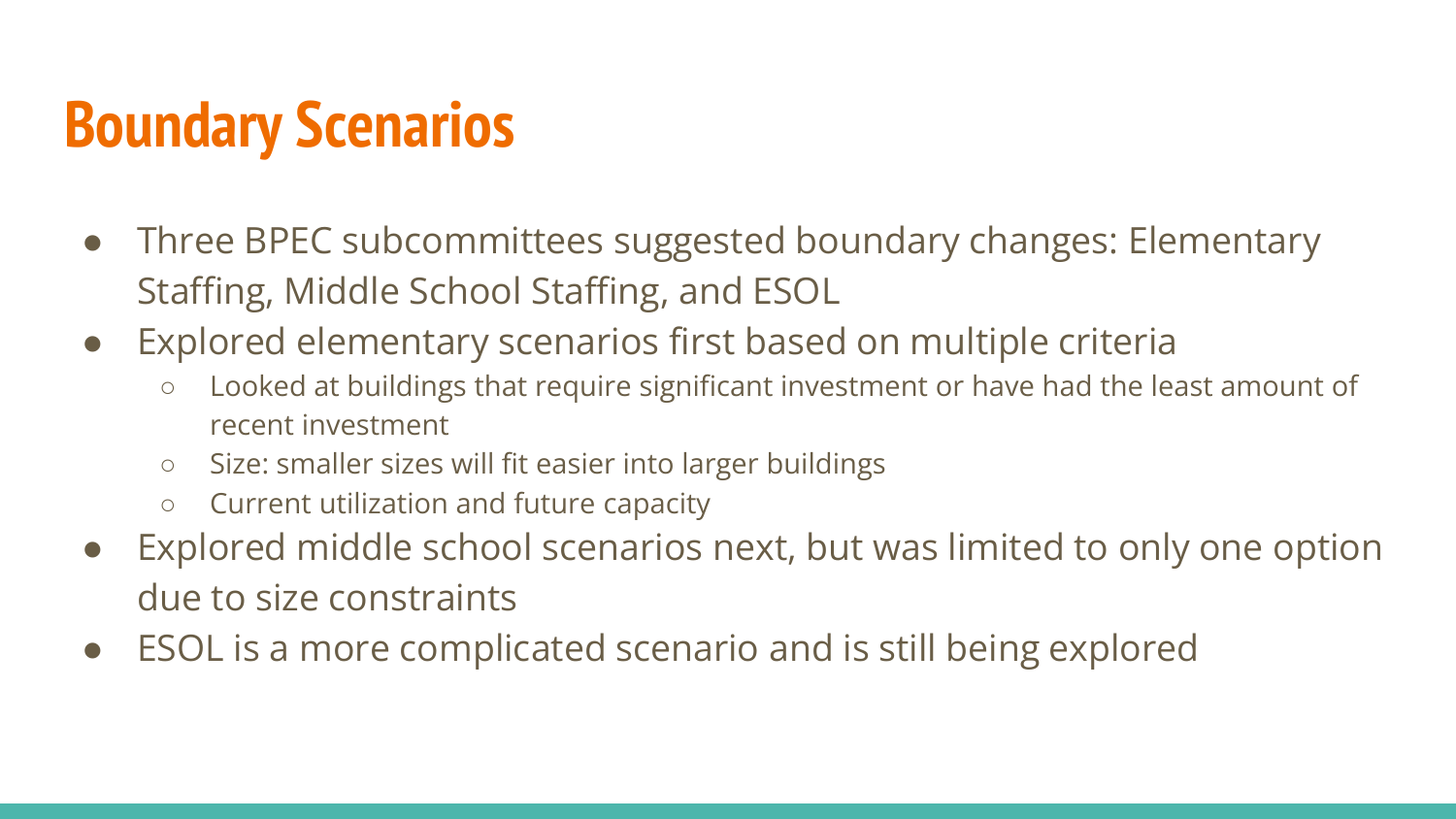# Boundary Scenarios

- Three BPEC subcommittees suggested boundary changes: Elementary Staffing, Middle School Staffing, and ESOL
- Explored elementary scenarios first based on multiple criteria
  - Looked at buildings that require significant investment or have had the least amount of recent investment
  - Size: smaller sizes will fit easier into larger buildings
  - Current utilization and future capacity
- Explored middle school scenarios next, but was limited to only one option due to size constraints
- ESOL is a more complicated scenario and is still being explored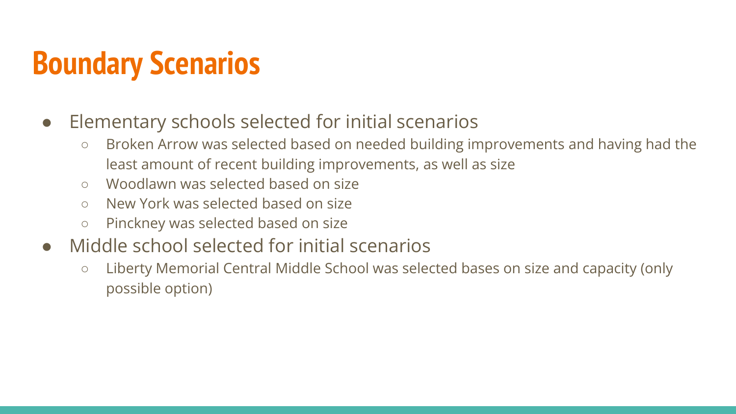# Boundary Scenarios

- Elementary schools selected for initial scenarios
  - Broken Arrow was selected based on needed building improvements and having had the least amount of recent building improvements, as well as size
  - Woodlawn was selected based on size
  - New York was selected based on size
  - Pinckney was selected based on size
- Middle school selected for initial scenarios
  - Liberty Memorial Central Middle School was selected bases on size and capacity (only possible option)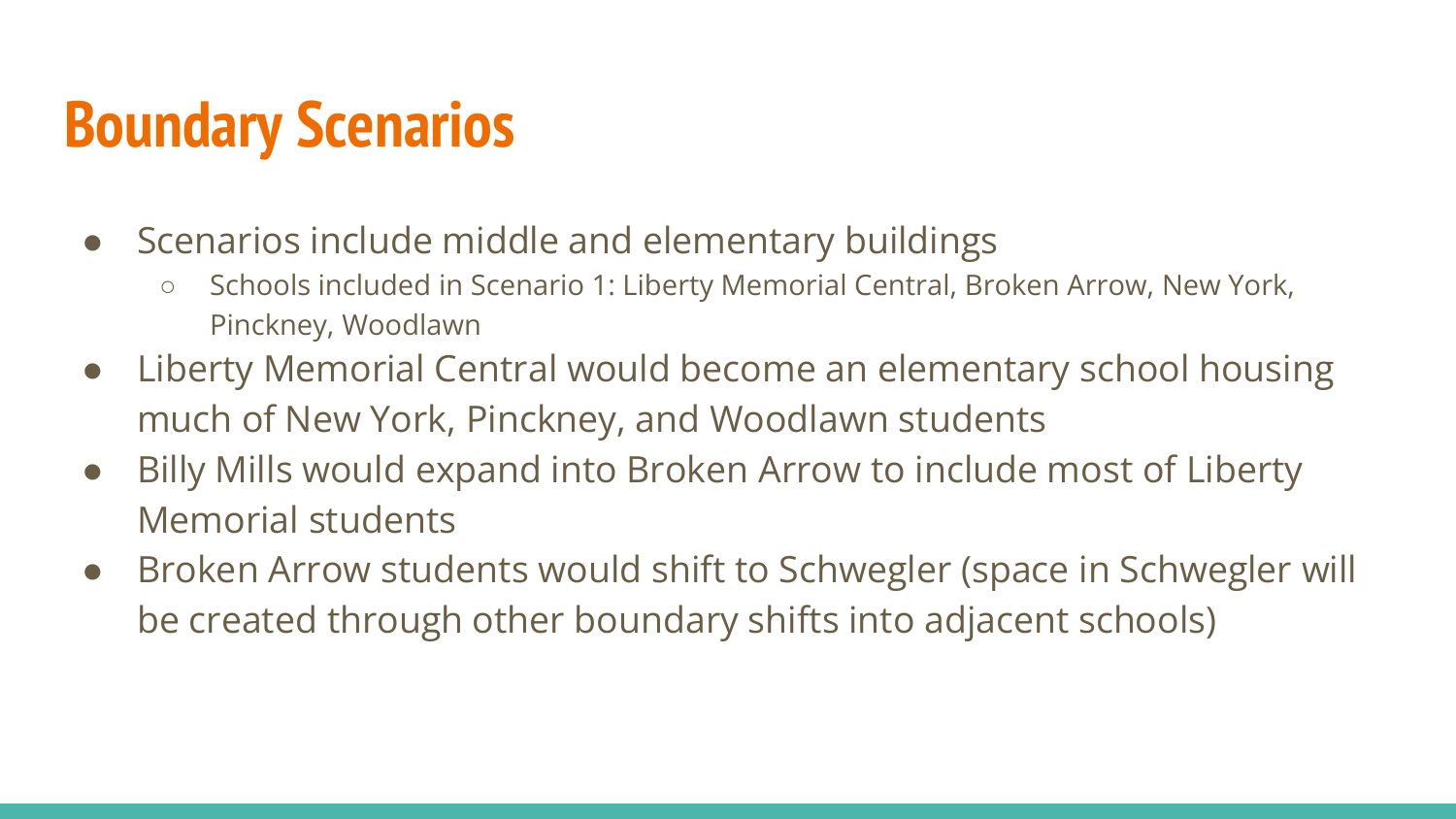# Boundary Scenarios

- Scenarios include middle and elementary buildings
  - Schools included in Scenario 1: Liberty Memorial Central, Broken Arrow, New York, Pinckney, Woodlawn
- Liberty Memorial Central would become an elementary school housing much of New York, Pinckney, and Woodlawn students
- Billy Mills would expand into Broken Arrow to include most of Liberty Memorial students
- Broken Arrow students would shift to Schwegler (space in Schwegler will be created through other boundary shifts into adjacent schools)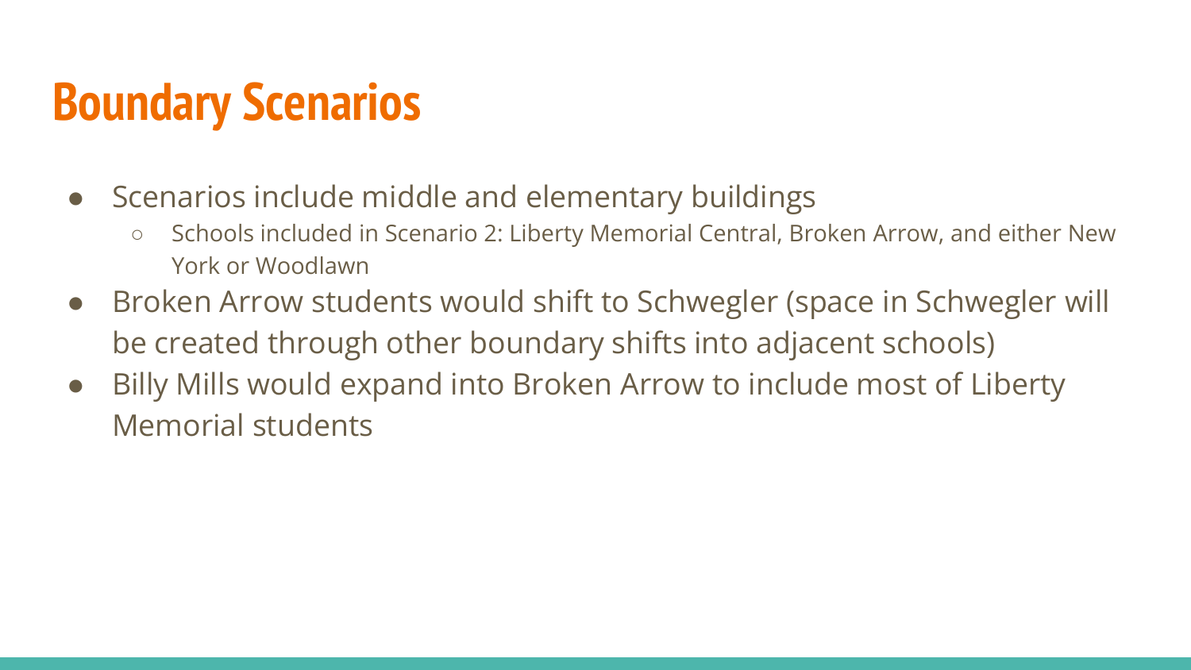# Boundary Scenarios

- Scenarios include middle and elementary buildings
  - Schools included in Scenario 2: Liberty Memorial Central, Broken Arrow, and either New York or Woodlawn
- Broken Arrow students would shift to Schwegler (space in Schwegler will be created through other boundary shifts into adjacent schools)
- Billy Mills would expand into Broken Arrow to include most of Liberty Memorial students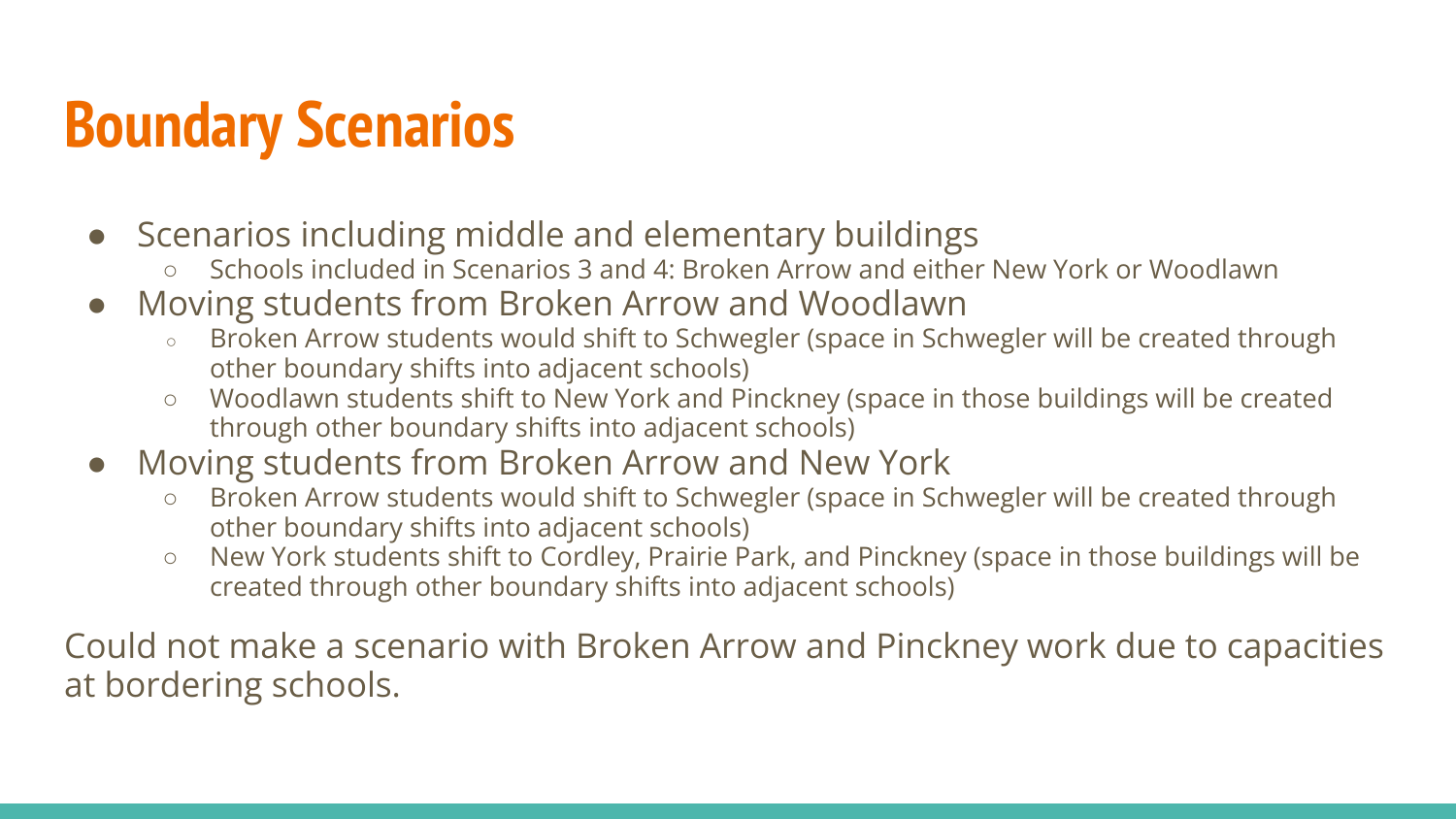# Boundary Scenarios

- Scenarios including middle and elementary buildings
  - Schools included in Scenarios 3 and 4: Broken Arrow and either New York or Woodlawn
- Moving students from Broken Arrow and Woodlawn
  - Broken Arrow students would shift to Schwegler (space in Schwegler will be created through other boundary shifts into adjacent schools)
  - Woodlawn students shift to New York and Pinckney (space in those buildings will be created through other boundary shifts into adjacent schools)
- Moving students from Broken Arrow and New York
  - Broken Arrow students would shift to Schwegler (space in Schwegler will be created through other boundary shifts into adjacent schools)
  - New York students shift to Cordley, Prairie Park, and Pinckney (space in those buildings will be created through other boundary shifts into adjacent schools)

Could not make a scenario with Broken Arrow and Pinckney work due to capacities at bordering schools.